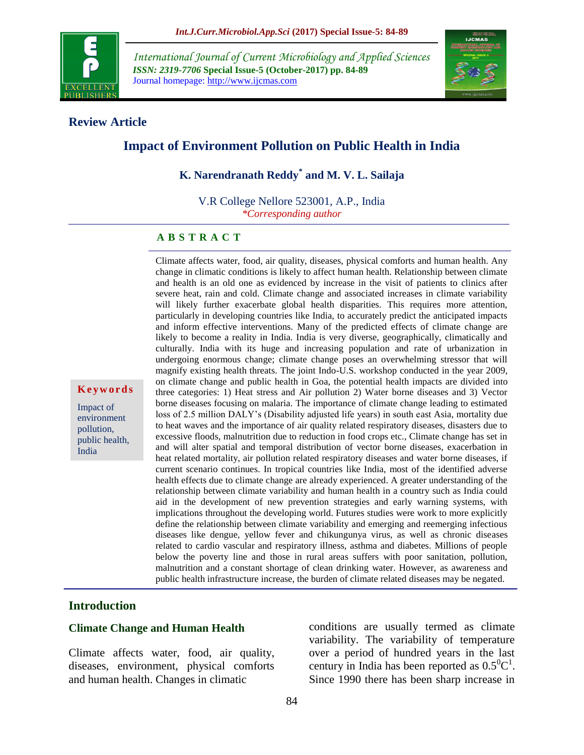**Review Article**

# Impact of Environment Pollution on Public Health in India

**K. Narendranath Reddy*** **and M. V. L. Sailaja**

V.R College Nellore 523001, A.P., India
*\*Corresponding author*

## A B S T R A C T

**Keywords**

Impact of environment pollution, public health, India

Climate affects water, food, air quality, diseases, physical comforts and human health. Any change in climatic conditions is likely to affect human health. Relationship between climate and health is an old one as evidenced by increase in the visit of patients to clinics after severe heat, rain and cold. Climate change and associated increases in climate variability will likely further exacerbate global health disparities. This requires more attention, particularly in developing countries like India, to accurately predict the anticipated impacts and inform effective interventions. Many of the predicted effects of climate change are likely to become a reality in India. India is very diverse, geographically, climatically and culturally. India with its huge and increasing population and rate of urbanization in undergoing enormous change; climate change poses an overwhelming stressor that will magnify existing health threats. The joint Indo-U.S. workshop conducted in the year 2009, on climate change and public health in Goa, the potential health impacts are divided into three categories: 1) Heat stress and Air pollution 2) Water borne diseases and 3) Vector borne diseases focusing on malaria. The importance of climate change leading to estimated loss of 2.5 million DALY's (Disability adjusted life years) in south east Asia, mortality due to heat waves and the importance of air quality related respiratory diseases, disasters due to excessive floods, malnutrition due to reduction in food crops etc., Climate change has set in and will alter spatial and temporal distribution of vector borne diseases, exacerbation in heat related mortality, air pollution related respiratory diseases and water borne diseases, if current scenario continues. In tropical countries like India, most of the identified adverse health effects due to climate change are already experienced. A greater understanding of the relationship between climate variability and human health in a country such as India could aid in the development of new prevention strategies and early warning systems, with implications throughout the developing world. Futures studies were work to more explicitly define the relationship between climate variability and emerging and reemerging infectious diseases like dengue, yellow fever and chikungunya virus, as well as chronic diseases related to cardio vascular and respiratory illness, asthma and diabetes. Millions of people below the poverty line and those in rural areas suffers with poor sanitation, pollution, malnutrition and a constant shortage of clean drinking water. However, as awareness and public health infrastructure increase, the burden of climate related diseases may be negated.

## Introduction

### Climate Change and Human Health

Climate affects water, food, air quality, diseases, environment, physical comforts and human health. Changes in climatic conditions are usually termed as climate variability. The variability of temperature over a period of hundred years in the last century in India has been reported as $0.5^0C$[1]. Since 1990 there has been sharp increase in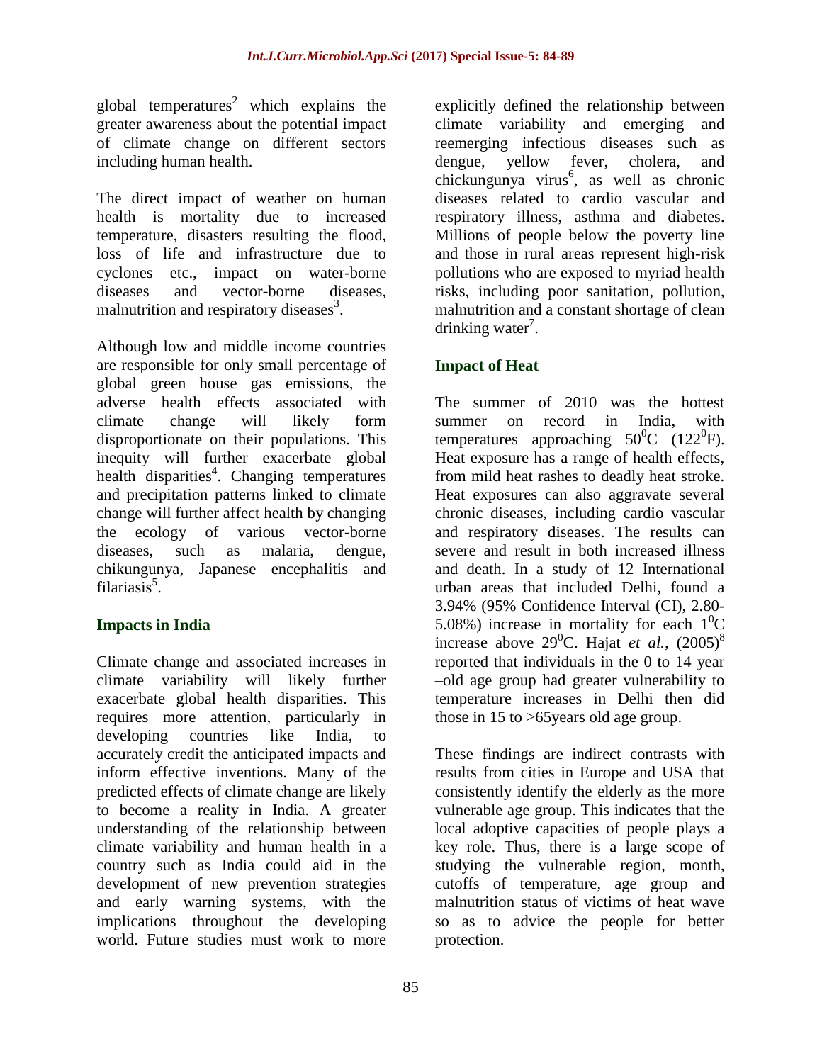global temperatures[2] which explains the greater awareness about the potential impact of climate change on different sectors including human health.

The direct impact of weather on human health is mortality due to increased temperature, disasters resulting the flood, loss of life and infrastructure due to cyclones etc., impact on water-borne diseases and vector-borne diseases, malnutrition and respiratory diseases[3].

Although low and middle income countries are responsible for only small percentage of global green house gas emissions, the adverse health effects associated with climate change will likely form disproportionate on their populations. This inequity will further exacerbate global health disparities[4]. Changing temperatures and precipitation patterns linked to climate change will further affect health by changing the ecology of various vector-borne diseases, such as malaria, dengue, chikungunya, Japanese encephalitis and filariasis[5].

## Impacts in India

Climate change and associated increases in climate variability will likely further exacerbate global health disparities. This requires more attention, particularly in developing countries like India, to accurately credit the anticipated impacts and inform effective inventions. Many of the predicted effects of climate change are likely to become a reality in India. A greater understanding of the relationship between climate variability and human health in a country such as India could aid in the development of new prevention strategies and early warning systems, with the implications throughout the developing world. Future studies must work to more explicitly defined the relationship between climate variability and emerging and reemerging infectious diseases such as dengue, yellow fever, cholera, and chickungunya virus[6], as well as chronic diseases related to cardio vascular and respiratory illness, asthma and diabetes. Millions of people below the poverty line and those in rural areas represent high-risk pollutions who are exposed to myriad health risks, including poor sanitation, pollution, malnutrition and a constant shortage of clean drinking water[7].

## Impact of Heat

The summer of 2010 was the hottest summer on record in India, with temperatures approaching $50^0$C ($122^0$F). Heat exposure has a range of health effects, from mild heat rashes to deadly heat stroke. Heat exposures can also aggravate several chronic diseases, including cardio vascular and respiratory diseases. The results can severe and result in both increased illness and death. In a study of 12 International urban areas that included Delhi, found a 3.94% (95% Confidence Interval (CI), 2.80-5.08%) increase in mortality for each $1^0$C increase above $29^0$C. Hajat *et al.*, (2005)[8] reported that individuals in the 0 to 14 year –old age group had greater vulnerability to temperature increases in Delhi then did those in 15 to >65years old age group.

These findings are indirect contrasts with results from cities in Europe and USA that consistently identify the elderly as the more vulnerable age group. This indicates that the local adoptive capacities of people plays a key role. Thus, there is a large scope of studying the vulnerable region, month, cutoffs of temperature, age group and malnutrition status of victims of heat wave so as to advice the people for better protection.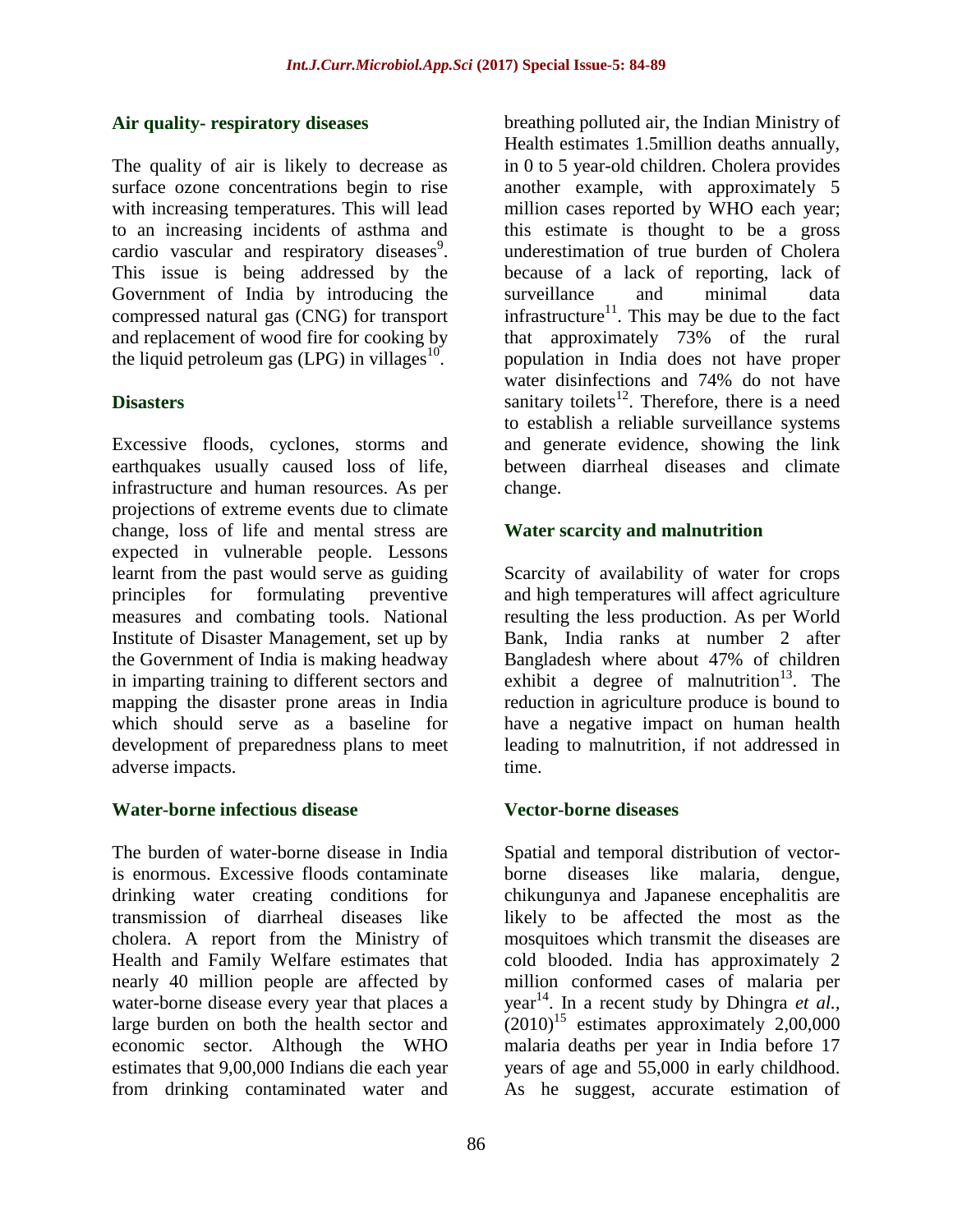## Air quality- respiratory diseases

The quality of air is likely to decrease as surface ozone concentrations begin to rise with increasing temperatures. This will lead to an increasing incidents of asthma and cardio vascular and respiratory diseases[9]. This issue is being addressed by the Government of India by introducing the compressed natural gas (CNG) for transport and replacement of wood fire for cooking by the liquid petroleum gas (LPG) in villages[10].

## Disasters

Excessive floods, cyclones, storms and earthquakes usually caused loss of life, infrastructure and human resources. As per projections of extreme events due to climate change, loss of life and mental stress are expected in vulnerable people. Lessons learnt from the past would serve as guiding principles for formulating preventive measures and combating tools. National Institute of Disaster Management, set up by the Government of India is making headway in imparting training to different sectors and mapping the disaster prone areas in India which should serve as a baseline for development of preparedness plans to meet adverse impacts.

## Water-borne infectious disease

The burden of water-borne disease in India is enormous. Excessive floods contaminate drinking water creating conditions for transmission of diarrheal diseases like cholera. A report from the Ministry of Health and Family Welfare estimates that nearly 40 million people are affected by water-borne disease every year that places a large burden on both the health sector and economic sector. Although the WHO estimates that 9,00,000 Indians die each year from drinking contaminated water and breathing polluted air, the Indian Ministry of Health estimates 1.5million deaths annually, in 0 to 5 year-old children. Cholera provides another example, with approximately 5 million cases reported by WHO each year; this estimate is thought to be a gross underestimation of true burden of Cholera because of a lack of reporting, lack of surveillance and minimal data infrastructure[11]. This may be due to the fact that approximately 73% of the rural population in India does not have proper water disinfections and 74% do not have sanitary toilets[12]. Therefore, there is a need to establish a reliable surveillance systems and generate evidence, showing the link between diarrheal diseases and climate change.

## Water scarcity and malnutrition

Scarcity of availability of water for crops and high temperatures will affect agriculture resulting the less production. As per World Bank, India ranks at number 2 after Bangladesh where about 47% of children exhibit a degree of malnutrition[13]. The reduction in agriculture produce is bound to have a negative impact on human health leading to malnutrition, if not addressed in time.

## Vector-borne diseases

Spatial and temporal distribution of vector-borne diseases like malaria, dengue, chikungunya and Japanese encephalitis are likely to be affected the most as the mosquitoes which transmit the diseases are cold blooded. India has approximately 2 million conformed cases of malaria per year[14]. In a recent study by Dhingra *et al.*, (2010)[15] estimates approximately 2,00,000 malaria deaths per year in India before 17 years of age and 55,000 in early childhood. As he suggest, accurate estimation of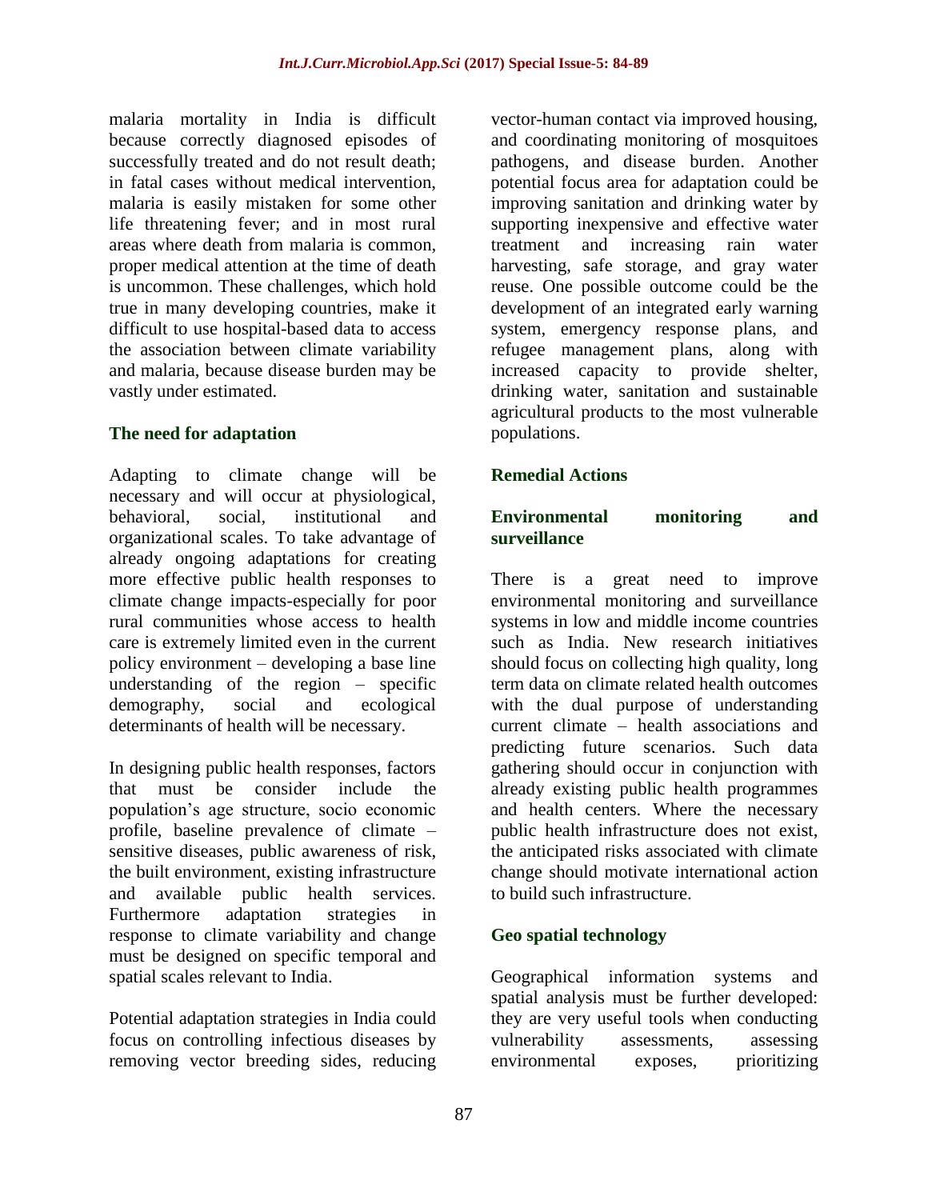malaria mortality in India is difficult because correctly diagnosed episodes of successfully treated and do not result death; in fatal cases without medical intervention, malaria is easily mistaken for some other life threatening fever; and in most rural areas where death from malaria is common, proper medical attention at the time of death is uncommon. These challenges, which hold true in many developing countries, make it difficult to use hospital-based data to access the association between climate variability and malaria, because disease burden may be vastly under estimated.

## The need for adaptation

Adapting to climate change will be necessary and will occur at physiological, behavioral, social, institutional and organizational scales. To take advantage of already ongoing adaptations for creating more effective public health responses to climate change impacts-especially for poor rural communities whose access to health care is extremely limited even in the current policy environment – developing a base line understanding of the region – specific demography, social and ecological determinants of health will be necessary.

In designing public health responses, factors that must be consider include the population's age structure, socio economic profile, baseline prevalence of climate – sensitive diseases, public awareness of risk, the built environment, existing infrastructure and available public health services. Furthermore adaptation strategies in response to climate variability and change must be designed on specific temporal and spatial scales relevant to India.

Potential adaptation strategies in India could focus on controlling infectious diseases by removing vector breeding sides, reducing vector-human contact via improved housing, and coordinating monitoring of mosquitoes pathogens, and disease burden. Another potential focus area for adaptation could be improving sanitation and drinking water by supporting inexpensive and effective water treatment and increasing rain water harvesting, safe storage, and gray water reuse. One possible outcome could be the development of an integrated early warning system, emergency response plans, and refugee management plans, along with increased capacity to provide shelter, drinking water, sanitation and sustainable agricultural products to the most vulnerable populations.

## Remedial Actions

### Environmental monitoring and surveillance

There is a great need to improve environmental monitoring and surveillance systems in low and middle income countries such as India. New research initiatives should focus on collecting high quality, long term data on climate related health outcomes with the dual purpose of understanding current climate – health associations and predicting future scenarios. Such data gathering should occur in conjunction with already existing public health programmes and health centers. Where the necessary public health infrastructure does not exist, the anticipated risks associated with climate change should motivate international action to build such infrastructure.

### Geo spatial technology

Geographical information systems and spatial analysis must be further developed: they are very useful tools when conducting vulnerability assessments, assessing environmental exposes, prioritizing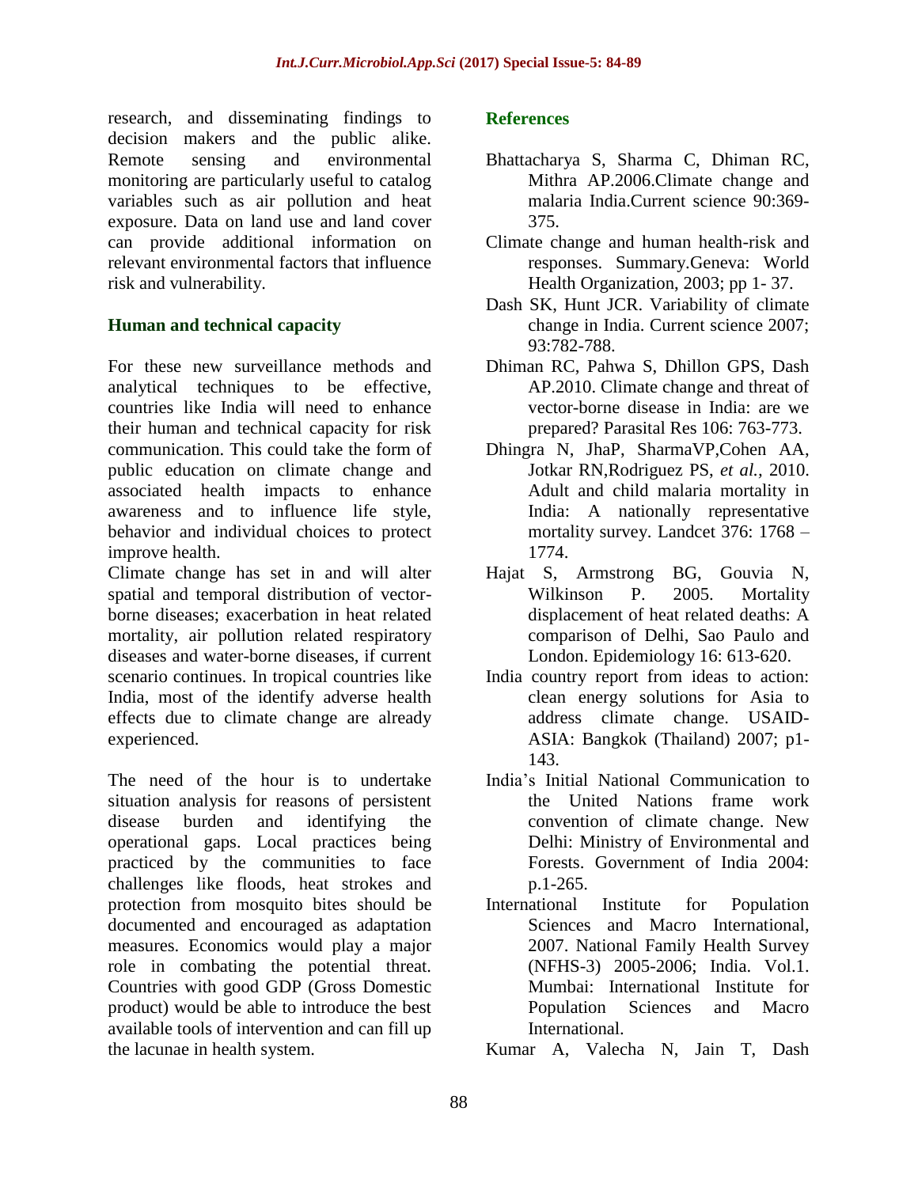research, and disseminating findings to decision makers and the public alike. Remote sensing and environmental monitoring are particularly useful to catalog variables such as air pollution and heat exposure. Data on land use and land cover can provide additional information on relevant environmental factors that influence risk and vulnerability.

## Human and technical capacity

For these new surveillance methods and analytical techniques to be effective, countries like India will need to enhance their human and technical capacity for risk communication. This could take the form of public education on climate change and associated health impacts to enhance awareness and to influence life style, behavior and individual choices to protect improve health.

Climate change has set in and will alter spatial and temporal distribution of vector-borne diseases; exacerbation in heat related mortality, air pollution related respiratory diseases and water-borne diseases, if current scenario continues. In tropical countries like India, most of the identify adverse health effects due to climate change are already experienced.

The need of the hour is to undertake situation analysis for reasons of persistent disease burden and identifying the operational gaps. Local practices being practiced by the communities to face challenges like floods, heat strokes and protection from mosquito bites should be documented and encouraged as adaptation measures. Economics would play a major role in combating the potential threat. Countries with good GDP (Gross Domestic product) would be able to introduce the best available tools of intervention and can fill up the lacunae in health system.

## References

Bhattacharya S, Sharma C, Dhiman RC, Mithra AP.2006.Climate change and malaria India.Current science 90:369-375.

Climate change and human health-risk and responses. Summary.Geneva: World Health Organization, 2003; pp 1- 37.

Dash SK, Hunt JCR. Variability of climate change in India. Current science 2007; 93:782-788.

Dhiman RC, Pahwa S, Dhillon GPS, Dash AP.2010. Climate change and threat of vector-borne disease in India: are we prepared? Parasital Res 106: 763-773.

Dhingra N, JhaP, SharmaVP,Cohen AA, Jotkar RN,Rodriguez PS, *et al.,* 2010. Adult and child malaria mortality in India: A nationally representative mortality survey. Landcet 376: 1768 – 1774.

Hajat S, Armstrong BG, Gouvia N, Wilkinson P. 2005. Mortality displacement of heat related deaths: A comparison of Delhi, Sao Paulo and London. Epidemiology 16: 613-620.

India country report from ideas to action: clean energy solutions for Asia to address climate change. USAID-ASIA: Bangkok (Thailand) 2007; p1-143.

India's Initial National Communication to the United Nations frame work convention of climate change. New Delhi: Ministry of Environmental and Forests. Government of India 2004: p.1-265.

International Institute for Population Sciences and Macro International, 2007. National Family Health Survey (NFHS-3) 2005-2006; India. Vol.1. Mumbai: International Institute for Population Sciences and Macro International.

Kumar A, Valecha N, Jain T, Dash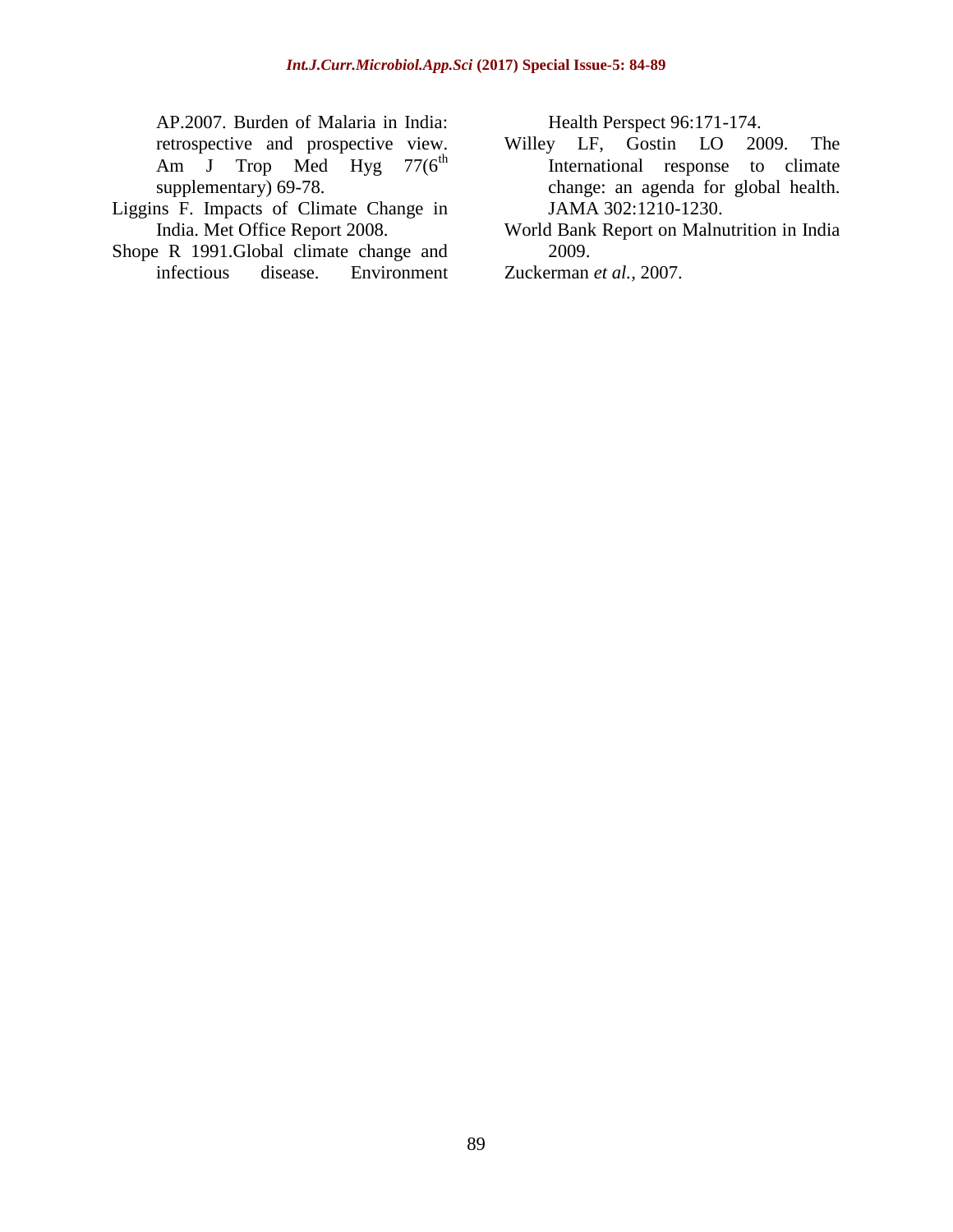AP.2007. Burden of Malaria in India: retrospective and prospective view. Am J Trop Med Hyg 77(6$^{th}$ supplementary) 69-78.

Liggins F. Impacts of Climate Change in India. Met Office Report 2008.

Shope R 1991.Global climate change and infectious disease. Environment Health Perspect 96:171-174.

Willey LF, Gostin LO 2009. The International response to climate change: an agenda for global health. JAMA 302:1210-1230.

World Bank Report on Malnutrition in India 2009.

Zuckerman *et al.*, 2007.